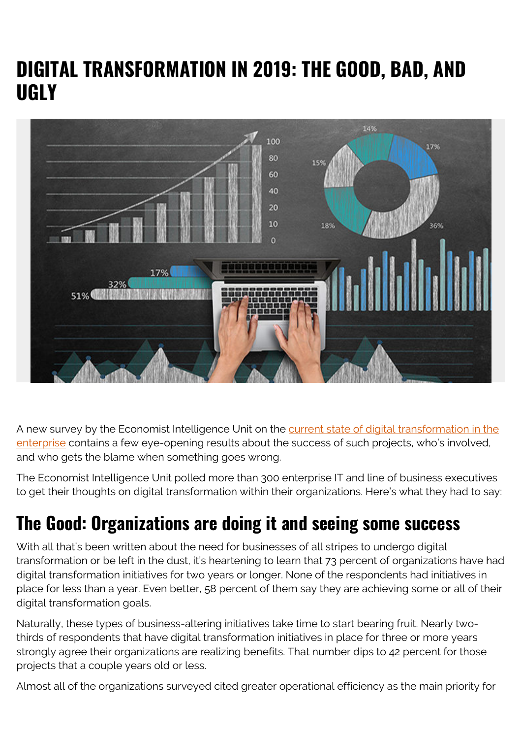# DIGITAL TRANSFORMATION IN 2019: THE GOOD, BAD, AND UGLY

A new survey by the Economist Intelligence Unit on the current state of digital transformation in the enterprise contains a few eye-opening results about the success of such projects, who's involved, and who gets the blame when something goes wrong.

The Economist Intelligence Unit polled more than 300 enterprise IT and line of business executives to get their thoughts on digital transformation within their organizations. Here's what they had to say:

## The Good: Organizations are doing it and seeing some success

With all that's been written about the need for businesses of all stripes to undergo digital transformation or be left in the dust, it's heartening to learn that 73 percent of organizations have had digital transformation initiatives for two years or longer. None of the respondents had initiatives in place for less than a year. Even better, 58 percent of them say they are achieving some or all of their digital transformation goals.

Naturally, these types of business-altering initiatives take time to start bearing fruit. Nearly two-thirds of respondents that have digital transformation initiatives in place for three or more years strongly agree their organizations are realizing benefits. That number dips to 42 percent for those projects that a couple years old or less.

Almost all of the organizations surveyed cited greater operational efficiency as the main priority for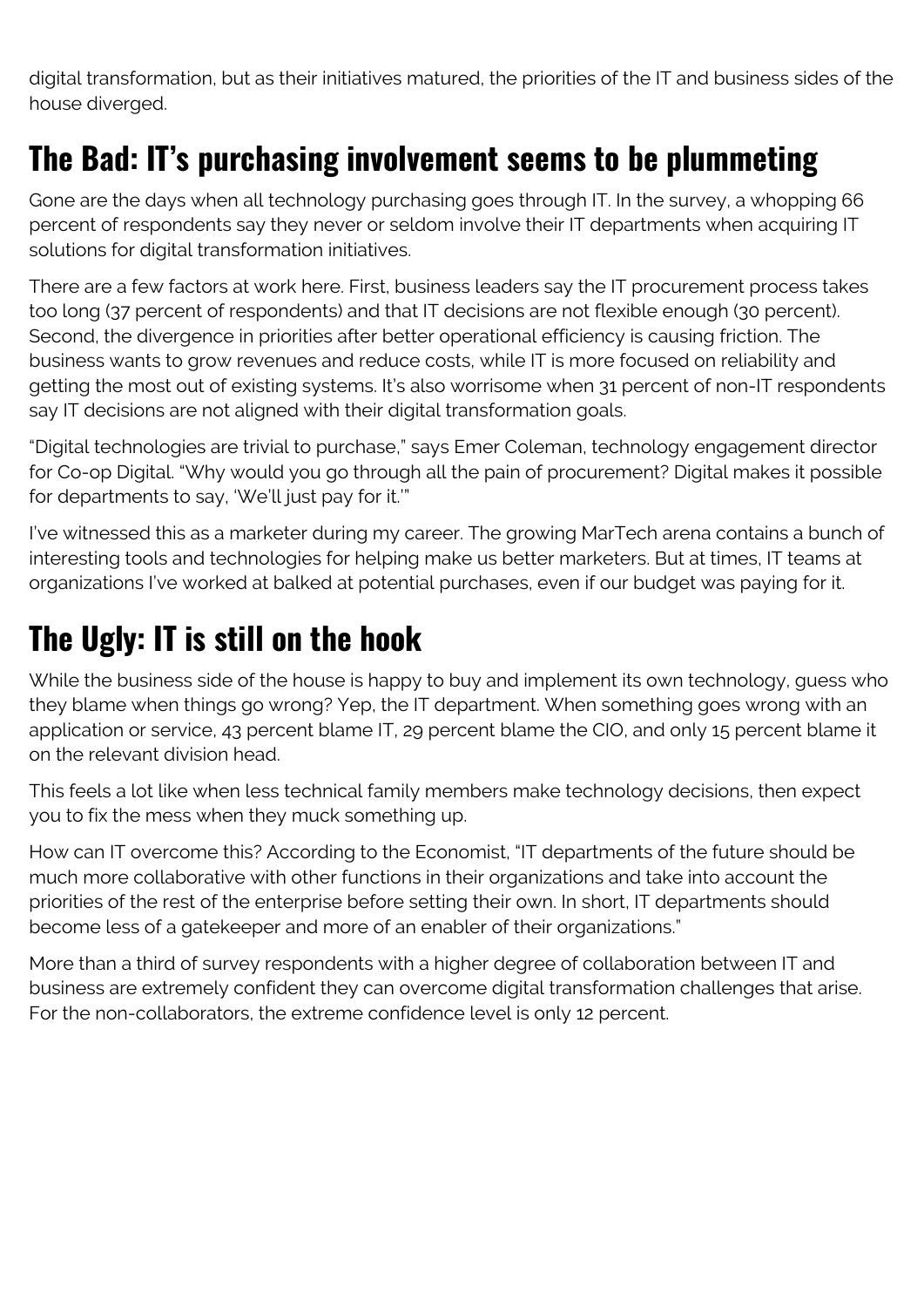digital transformation, but as their initiatives matured, the priorities of the IT and business sides of the house diverged.

## The Bad: IT's purchasing involvement seems to be plummeting

Gone are the days when all technology purchasing goes through IT. In the survey, a whopping 66 percent of respondents say they never or seldom involve their IT departments when acquiring IT solutions for digital transformation initiatives.

There are a few factors at work here. First, business leaders say the IT procurement process takes too long (37 percent of respondents) and that IT decisions are not flexible enough (30 percent). Second, the divergence in priorities after better operational efficiency is causing friction. The business wants to grow revenues and reduce costs, while IT is more focused on reliability and getting the most out of existing systems. It's also worrisome when 31 percent of non-IT respondents say IT decisions are not aligned with their digital transformation goals.

"Digital technologies are trivial to purchase," says Emer Coleman, technology engagement director for Co-op Digital. "Why would you go through all the pain of procurement? Digital makes it possible for departments to say, 'We'll just pay for it.'"

I've witnessed this as a marketer during my career. The growing MarTech arena contains a bunch of interesting tools and technologies for helping make us better marketers. But at times, IT teams at organizations I've worked at balked at potential purchases, even if our budget was paying for it.

## The Ugly: IT is still on the hook

While the business side of the house is happy to buy and implement its own technology, guess who they blame when things go wrong? Yep, the IT department. When something goes wrong with an application or service, 43 percent blame IT, 29 percent blame the CIO, and only 15 percent blame it on the relevant division head.

This feels a lot like when less technical family members make technology decisions, then expect you to fix the mess when they muck something up.

How can IT overcome this? According to the Economist, "IT departments of the future should be much more collaborative with other functions in their organizations and take into account the priorities of the rest of the enterprise before setting their own. In short, IT departments should become less of a gatekeeper and more of an enabler of their organizations."

More than a third of survey respondents with a higher degree of collaboration between IT and business are extremely confident they can overcome digital transformation challenges that arise. For the non-collaborators, the extreme confidence level is only 12 percent.